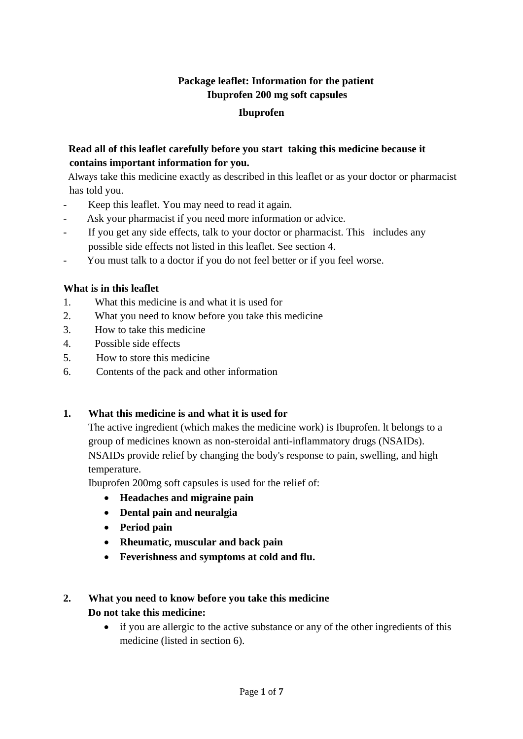**Package leaflet: Information for the patient**
**Ibuprofen 200 mg soft capsules**

**Ibuprofen**

**Read all of this leaflet carefully before you start taking this medicine because it contains important information for you.**

Always take this medicine exactly as described in this leaflet or as your doctor or pharmacist has told you.

- Keep this leaflet. You may need to read it again.
- Ask your pharmacist if you need more information or advice.
- If you get any side effects, talk to your doctor or pharmacist. This includes any possible side effects not listed in this leaflet. See section 4.
- You must talk to a doctor if you do not feel better or if you feel worse.

**What is in this leaflet**

1. What this medicine is and what it is used for
2. What you need to know before you take this medicine
3. How to take this medicine
4. Possible side effects
5. How to store this medicine
6. Contents of the pack and other information

## 1. What this medicine is and what it is used for

The active ingredient (which makes the medicine work) is Ibuprofen. lt belongs to a group of medicines known as non-steroidal anti-inflammatory drugs (NSAIDs). NSAIDs provide relief by changing the body's response to pain, swelling, and high temperature.

Ibuprofen 200mg soft capsules is used for the relief of:

- **Headaches and migraine pain**
- **Dental pain and neuralgia**
- **Period pain**
- **Rheumatic, muscular and back pain**
- **Feverishness and symptoms at cold and flu.**

## 2. What you need to know before you take this medicine

**Do not take this medicine:**

- if you are allergic to the active substance or any of the other ingredients of this medicine (listed in section 6).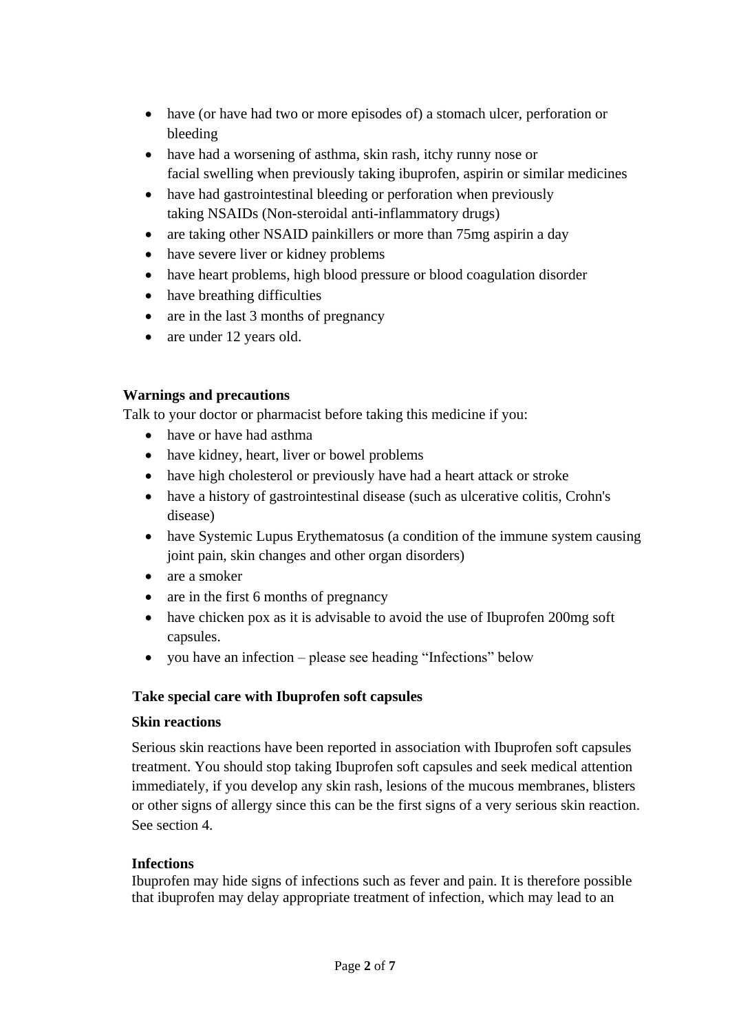- have (or have had two or more episodes of) a stomach ulcer, perforation or bleeding
- have had a worsening of asthma, skin rash, itchy runny nose or facial swelling when previously taking ibuprofen, aspirin or similar medicines
- have had gastrointestinal bleeding or perforation when previously taking NSAIDs (Non-steroidal anti-inflammatory drugs)
- are taking other NSAID painkillers or more than 75mg aspirin a day
- have severe liver or kidney problems
- have heart problems, high blood pressure or blood coagulation disorder
- have breathing difficulties
- are in the last 3 months of pregnancy
- are under 12 years old.

**Warnings and precautions**

Talk to your doctor or pharmacist before taking this medicine if you:

- have or have had asthma
- have kidney, heart, liver or bowel problems
- have high cholesterol or previously have had a heart attack or stroke
- have a history of gastrointestinal disease (such as ulcerative colitis, Crohn's disease)
- have Systemic Lupus Erythematosus (a condition of the immune system causing joint pain, skin changes and other organ disorders)
- are a smoker
- are in the first 6 months of pregnancy
- have chicken pox as it is advisable to avoid the use of Ibuprofen 200mg soft capsules.
- you have an infection – please see heading "Infections" below

**Take special care with Ibuprofen soft capsules**

**Skin reactions**

Serious skin reactions have been reported in association with Ibuprofen soft capsules treatment. You should stop taking Ibuprofen soft capsules and seek medical attention immediately, if you develop any skin rash, lesions of the mucous membranes, blisters or other signs of allergy since this can be the first signs of a very serious skin reaction. See section 4.

**Infections**

Ibuprofen may hide signs of infections such as fever and pain. It is therefore possible that ibuprofen may delay appropriate treatment of infection, which may lead to an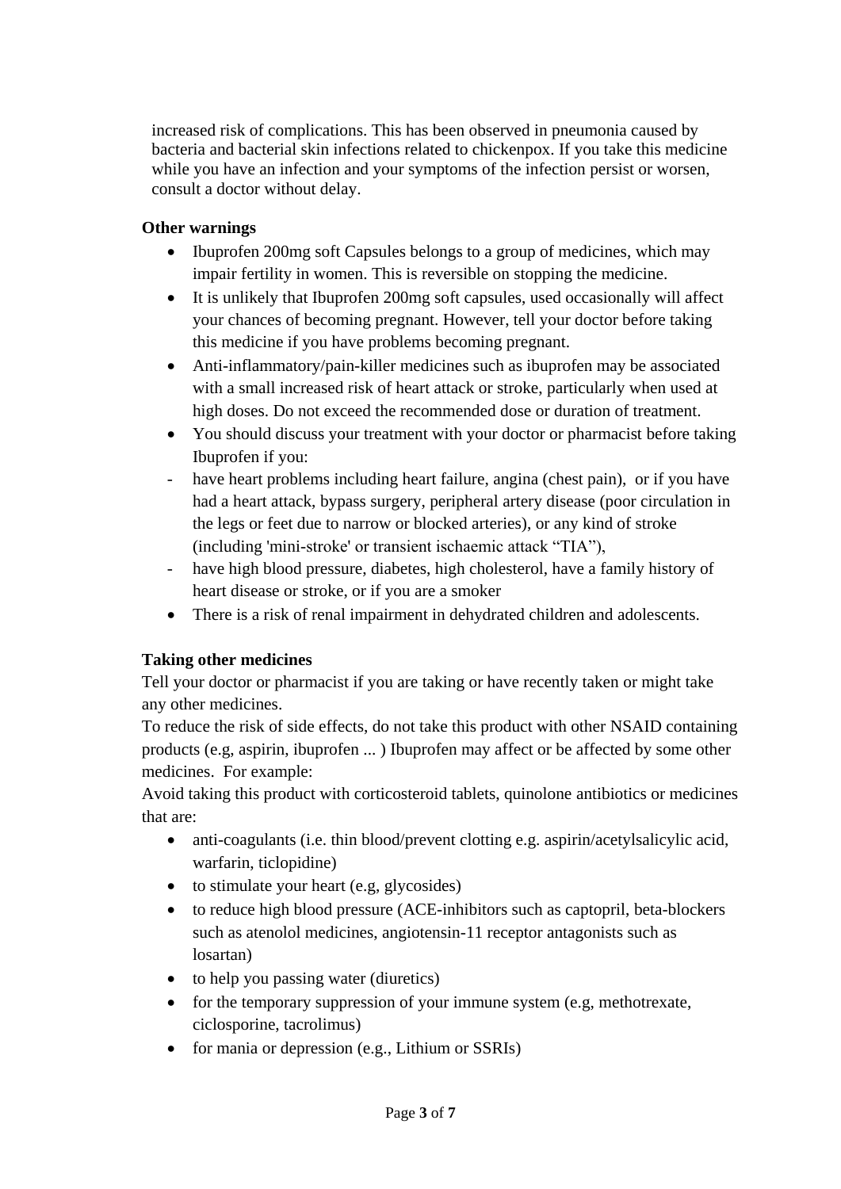increased risk of complications. This has been observed in pneumonia caused by bacteria and bacterial skin infections related to chickenpox. If you take this medicine while you have an infection and your symptoms of the infection persist or worsen, consult a doctor without delay.

**Other warnings**

- Ibuprofen 200mg soft Capsules belongs to a group of medicines, which may impair fertility in women. This is reversible on stopping the medicine.
- It is unlikely that Ibuprofen 200mg soft capsules, used occasionally will affect your chances of becoming pregnant. However, tell your doctor before taking this medicine if you have problems becoming pregnant.
- Anti-inflammatory/pain-killer medicines such as ibuprofen may be associated with a small increased risk of heart attack or stroke, particularly when used at high doses. Do not exceed the recommended dose or duration of treatment.
- You should discuss your treatment with your doctor or pharmacist before taking Ibuprofen if you:
  - have heart problems including heart failure, angina (chest pain), or if you have had a heart attack, bypass surgery, peripheral artery disease (poor circulation in the legs or feet due to narrow or blocked arteries), or any kind of stroke (including 'mini-stroke' or transient ischaemic attack "TIA"),
  - have high blood pressure, diabetes, high cholesterol, have a family history of heart disease or stroke, or if you are a smoker
- There is a risk of renal impairment in dehydrated children and adolescents.

**Taking other medicines**

Tell your doctor or pharmacist if you are taking or have recently taken or might take any other medicines.
To reduce the risk of side effects, do not take this product with other NSAID containing products (e.g, aspirin, ibuprofen ... ) Ibuprofen may affect or be affected by some other medicines. For example:
Avoid taking this product with corticosteroid tablets, quinolone antibiotics or medicines that are:

- anti-coagulants (i.e. thin blood/prevent clotting e.g. aspirin/acetylsalicylic acid, warfarin, ticlopidine)
- to stimulate your heart (e.g, glycosides)
- to reduce high blood pressure (ACE-inhibitors such as captopril, beta-blockers such as atenolol medicines, angiotensin-11 receptor antagonists such as losartan)
- to help you passing water (diuretics)
- for the temporary suppression of your immune system (e.g, methotrexate, ciclosporine, tacrolimus)
- for mania or depression (e.g., Lithium or SSRIs)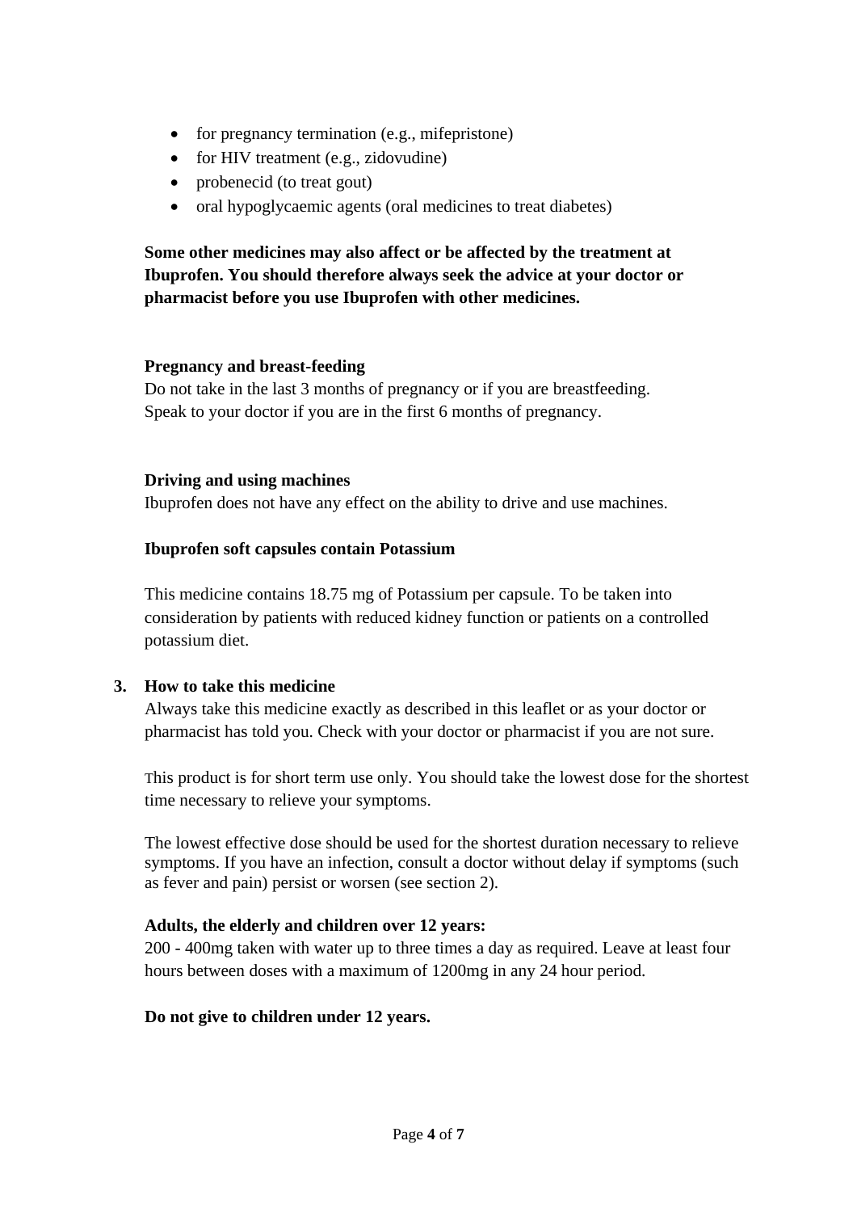- for pregnancy termination (e.g., mifepristone)
- for HIV treatment (e.g., zidovudine)
- probenecid (to treat gout)
- oral hypoglycaemic agents (oral medicines to treat diabetes)

**Some other medicines may also affect or be affected by the treatment at Ibuprofen. You should therefore always seek the advice at your doctor or pharmacist before you use Ibuprofen with other medicines.**

**Pregnancy and breast-feeding**

Do not take in the last 3 months of pregnancy or if you are breastfeeding.
Speak to your doctor if you are in the first 6 months of pregnancy.

**Driving and using machines**

Ibuprofen does not have any effect on the ability to drive and use machines.

**Ibuprofen soft capsules contain Potassium**

This medicine contains 18.75 mg of Potassium per capsule. To be taken into consideration by patients with reduced kidney function or patients on a controlled potassium diet.

## 3. How to take this medicine

Always take this medicine exactly as described in this leaflet or as your doctor or pharmacist has told you. Check with your doctor or pharmacist if you are not sure.

This product is for short term use only. You should take the lowest dose for the shortest time necessary to relieve your symptoms.

The lowest effective dose should be used for the shortest duration necessary to relieve symptoms. If you have an infection, consult a doctor without delay if symptoms (such as fever and pain) persist or worsen (see section 2).

**Adults, the elderly and children over 12 years:**

200 - 400mg taken with water up to three times a day as required. Leave at least four hours between doses with a maximum of 1200mg in any 24 hour period.

**Do not give to children under 12 years.**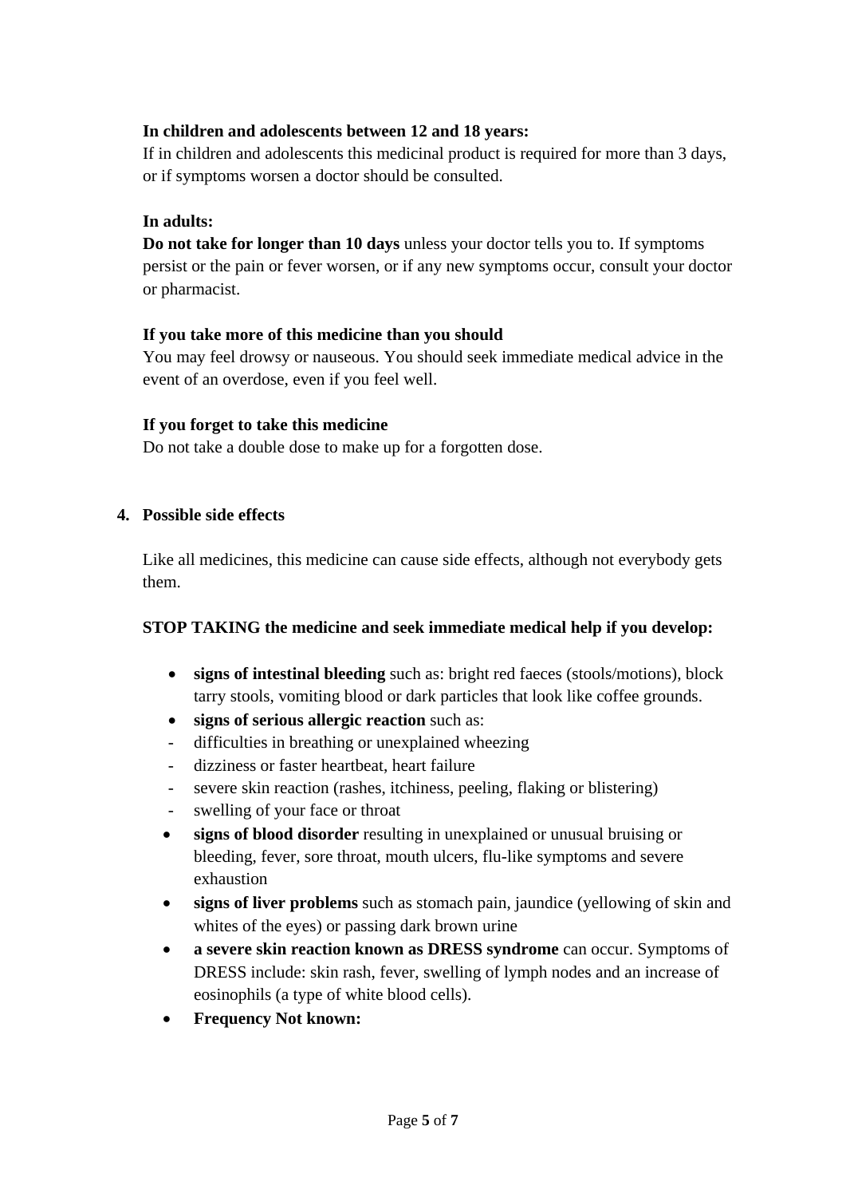**In children and adolescents between 12 and 18 years:**
If in children and adolescents this medicinal product is required for more than 3 days, or if symptoms worsen a doctor should be consulted.

**In adults:**
**Do not take for longer than 10 days** unless your doctor tells you to. If symptoms persist or the pain or fever worsen, or if any new symptoms occur, consult your doctor or pharmacist.

**If you take more of this medicine than you should**
You may feel drowsy or nauseous. You should seek immediate medical advice in the event of an overdose, even if you feel well.

**If you forget to take this medicine**
Do not take a double dose to make up for a forgotten dose.

## 4. Possible side effects

Like all medicines, this medicine can cause side effects, although not everybody gets them.

**STOP TAKING the medicine and seek immediate medical help if you develop:**

- **signs of intestinal bleeding** such as: bright red faeces (stools/motions), block tarry stools, vomiting blood or dark particles that look like coffee grounds.
- **signs of serious allergic reaction** such as:
  - difficulties in breathing or unexplained wheezing
  - dizziness or faster heartbeat, heart failure
  - severe skin reaction (rashes, itchiness, peeling, flaking or blistering)
  - swelling of your face or throat
- **signs of blood disorder** resulting in unexplained or unusual bruising or bleeding, fever, sore throat, mouth ulcers, flu-like symptoms and severe exhaustion
- **signs of liver problems** such as stomach pain, jaundice (yellowing of skin and whites of the eyes) or passing dark brown urine
- **a severe skin reaction known as DRESS syndrome** can occur. Symptoms of DRESS include: skin rash, fever, swelling of lymph nodes and an increase of eosinophils (a type of white blood cells).
- **Frequency Not known:**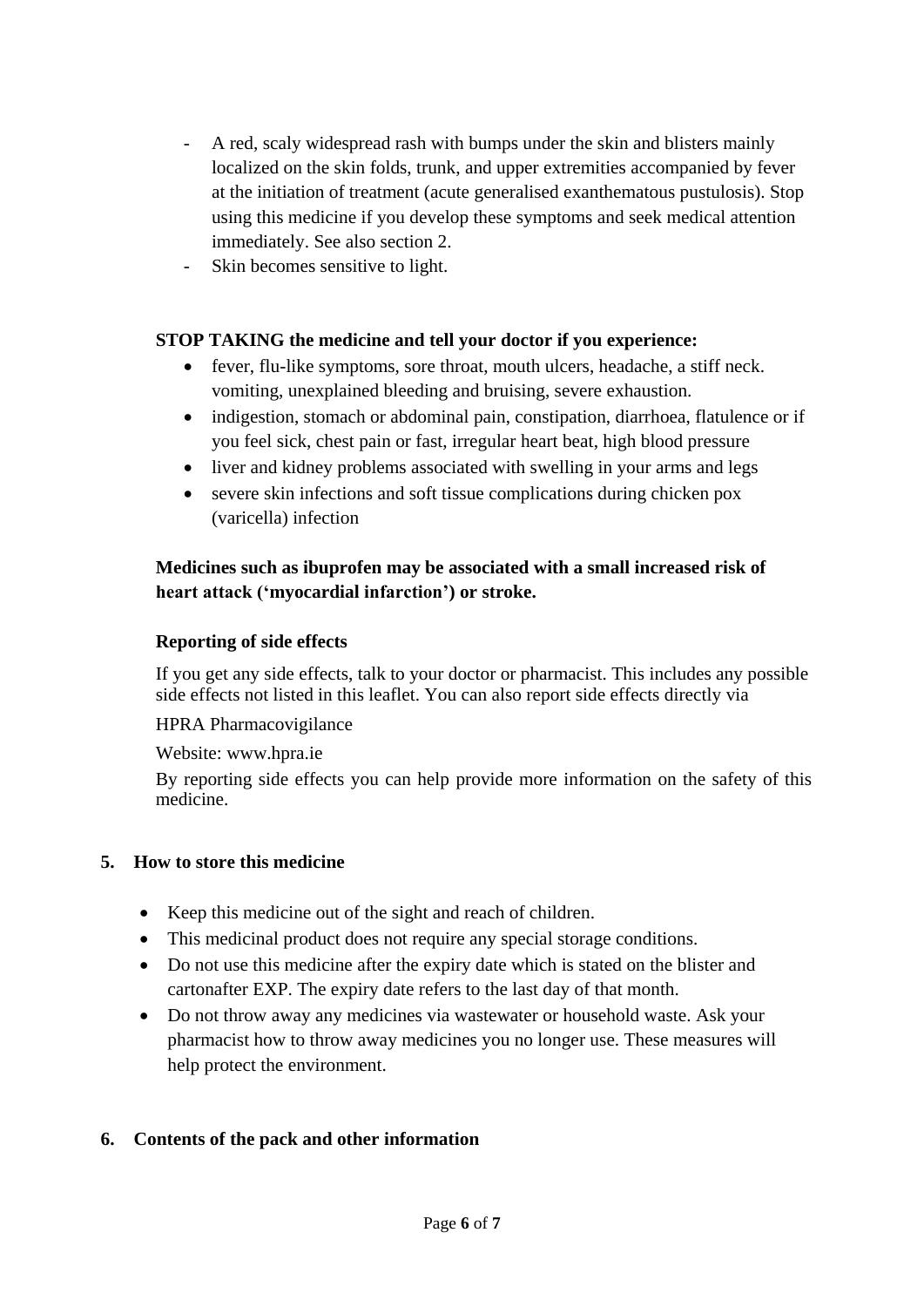- A red, scaly widespread rash with bumps under the skin and blisters mainly localized on the skin folds, trunk, and upper extremities accompanied by fever at the initiation of treatment (acute generalised exanthematous pustulosis). Stop using this medicine if you develop these symptoms and seek medical attention immediately. See also section 2.
- Skin becomes sensitive to light.

**STOP TAKING the medicine and tell your doctor if you experience:**

- fever, flu-like symptoms, sore throat, mouth ulcers, headache, a stiff neck. vomiting, unexplained bleeding and bruising, severe exhaustion.
- indigestion, stomach or abdominal pain, constipation, diarrhoea, flatulence or if you feel sick, chest pain or fast, irregular heart beat, high blood pressure
- liver and kidney problems associated with swelling in your arms and legs
- severe skin infections and soft tissue complications during chicken pox (varicella) infection

**Medicines such as ibuprofen may be associated with a small increased risk of heart attack ('myocardial infarction') or stroke.**

**Reporting of side effects**

If you get any side effects, talk to your doctor or pharmacist. This includes any possible side effects not listed in this leaflet. You can also report side effects directly via

HPRA Pharmacovigilance

Website: www.hpra.ie

By reporting side effects you can help provide more information on the safety of this medicine.

## 5. How to store this medicine

- Keep this medicine out of the sight and reach of children.
- This medicinal product does not require any special storage conditions.
- Do not use this medicine after the expiry date which is stated on the blister and cartonafter EXP. The expiry date refers to the last day of that month.
- Do not throw away any medicines via wastewater or household waste. Ask your pharmacist how to throw away medicines you no longer use. These measures will help protect the environment.

## 6. Contents of the pack and other information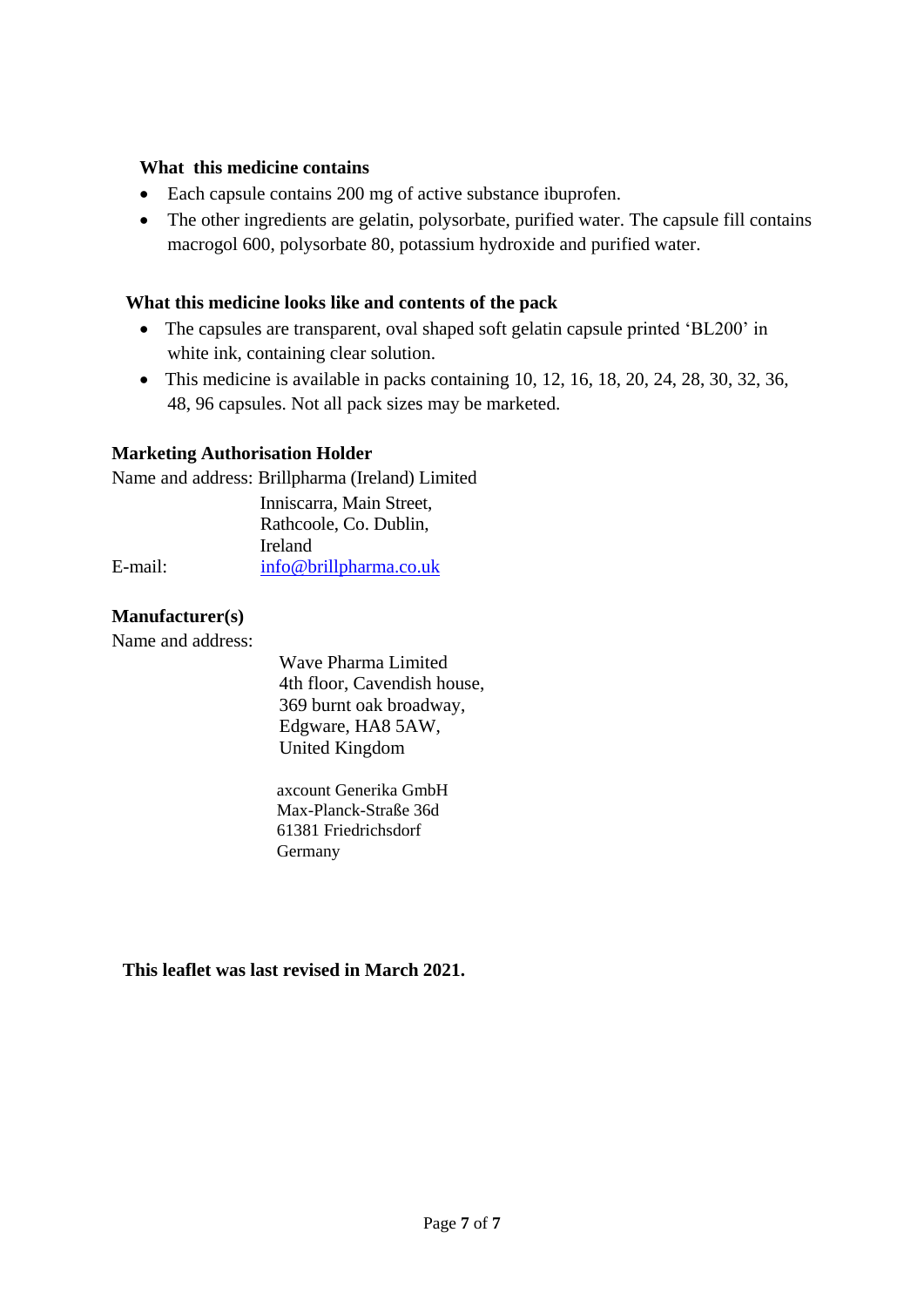**What this medicine contains**

- Each capsule contains 200 mg of active substance ibuprofen.
- The other ingredients are gelatin, polysorbate, purified water. The capsule fill contains macrogol 600, polysorbate 80, potassium hydroxide and purified water.

**What this medicine looks like and contents of the pack**

- The capsules are transparent, oval shaped soft gelatin capsule printed 'BL200' in white ink, containing clear solution.
- This medicine is available in packs containing 10, 12, 16, 18, 20, 24, 28, 30, 32, 36, 48, 96 capsules. Not all pack sizes may be marketed.

**Marketing Authorisation Holder**

Name and address: Brillpharma (Ireland) Limited
Inniscarra, Main Street,
Rathcoole, Co. Dublin,
Ireland

E-mail: info@brillpharma.co.uk

**Manufacturer(s)**

Name and address:

Wave Pharma Limited
4th floor, Cavendish house,
369 burnt oak broadway,
Edgware, HA8 5AW,
United Kingdom

axcount Generika GmbH
Max-Planck-Straße 36d
61381 Friedrichsdorf
Germany

**This leaflet was last revised in March 2021.**